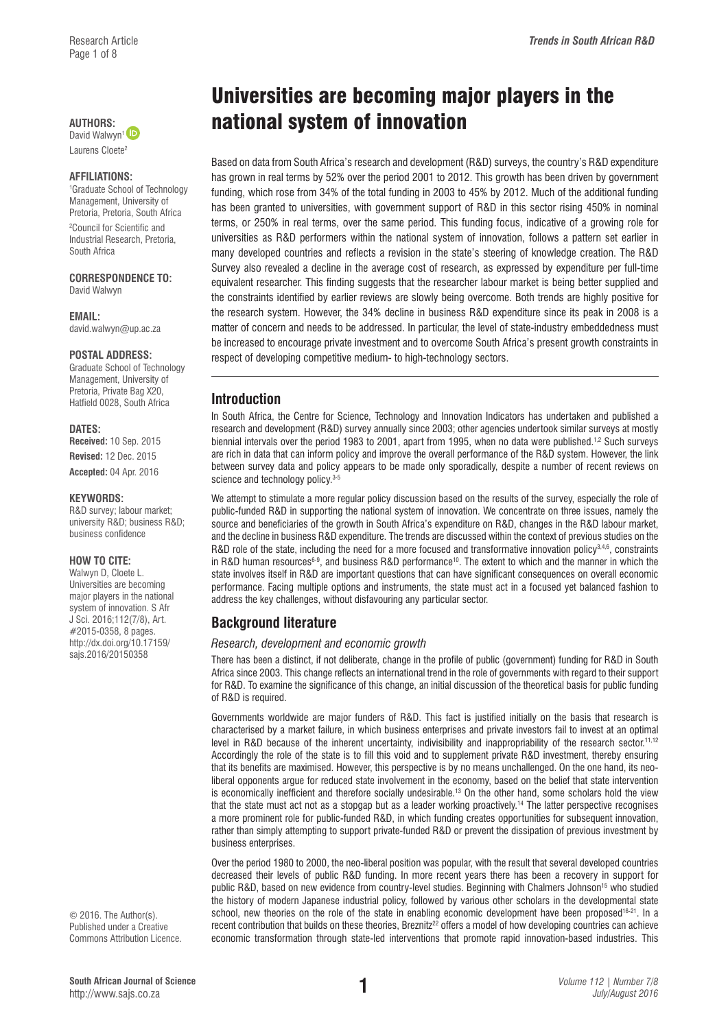# Universities are becoming major players in the national system of innovation

**AUTHORS:**
David Walwyn[1]
Laurens Cloete[2]

**AFFILIATIONS:**
[1]Graduate School of Technology Management, University of Pretoria, Pretoria, South Africa
[2]Council for Scientific and Industrial Research, Pretoria, South Africa

**CORRESPONDENCE TO:**
David Walwyn

**EMAIL:**
david.walwyn@up.ac.za

**POSTAL ADDRESS:**
Graduate School of Technology Management, University of Pretoria, Private Bag X20, Hatfield 0028, South Africa

**DATES:**
**Received:** 10 Sep. 2015
**Revised:** 12 Dec. 2015
**Accepted:** 04 Apr. 2016

**KEYWORDS:**
R&D survey; labour market; university R&D; business R&D; business confidence

**HOW TO CITE:**
Walwyn D, Cloete L. Universities are becoming major players in the national system of innovation. S Afr J Sci. 2016;112(7/8), Art. #2015-0358, 8 pages. http://dx.doi.org/10.17159/sajs.2016/20150358

© 2016. The Author(s). Published under a Creative Commons Attribution Licence.

Based on data from South Africa's research and development (R&D) surveys, the country's R&D expenditure has grown in real terms by 52% over the period 2001 to 2012. This growth has been driven by government funding, which rose from 34% of the total funding in 2003 to 45% by 2012. Much of the additional funding has been granted to universities, with government support of R&D in this sector rising 450% in nominal terms, or 250% in real terms, over the same period. This funding focus, indicative of a growing role for universities as R&D performers within the national system of innovation, follows a pattern set earlier in many developed countries and reflects a revision in the state's steering of knowledge creation. The R&D Survey also revealed a decline in the average cost of research, as expressed by expenditure per full-time equivalent researcher. This finding suggests that the researcher labour market is being better supplied and the constraints identified by earlier reviews are slowly being overcome. Both trends are highly positive for the research system. However, the 34% decline in business R&D expenditure since its peak in 2008 is a matter of concern and needs to be addressed. In particular, the level of state-industry embeddedness must be increased to encourage private investment and to overcome South Africa's present growth constraints in respect of developing competitive medium- to high-technology sectors.

## Introduction

In South Africa, the Centre for Science, Technology and Innovation Indicators has undertaken and published a research and development (R&D) survey annually since 2003; other agencies undertook similar surveys at mostly biennial intervals over the period 1983 to 2001, apart from 1995, when no data were published.[1,2] Such surveys are rich in data that can inform policy and improve the overall performance of the R&D system. However, the link between survey data and policy appears to be made only sporadically, despite a number of recent reviews on science and technology policy.[3-5]

We attempt to stimulate a more regular policy discussion based on the results of the survey, especially the role of public-funded R&D in supporting the national system of innovation. We concentrate on three issues, namely the source and beneficiaries of the growth in South Africa's expenditure on R&D, changes in the R&D labour market, and the decline in business R&D expenditure. The trends are discussed within the context of previous studies on the R&D role of the state, including the need for a more focused and transformative innovation policy[3,4,6], constraints in R&D human resources[6-9], and business R&D performance[10]. The extent to which and the manner in which the state involves itself in R&D are important questions that can have significant consequences on overall economic performance. Facing multiple options and instruments, the state must act in a focused yet balanced fashion to address the key challenges, without disfavouring any particular sector.

## Background literature

### *Research, development and economic growth*

There has been a distinct, if not deliberate, change in the profile of public (government) funding for R&D in South Africa since 2003. This change reflects an international trend in the role of governments with regard to their support for R&D. To examine the significance of this change, an initial discussion of the theoretical basis for public funding of R&D is required.

Governments worldwide are major funders of R&D. This fact is justified initially on the basis that research is characterised by a market failure, in which business enterprises and private investors fail to invest at an optimal level in R&D because of the inherent uncertainty, indivisibility and inappropriability of the research sector.[11,12] Accordingly the role of the state is to fill this void and to supplement private R&D investment, thereby ensuring that its benefits are maximised. However, this perspective is by no means unchallenged. On the one hand, its neo-liberal opponents argue for reduced state involvement in the economy, based on the belief that state intervention is economically inefficient and therefore socially undesirable.[13] On the other hand, some scholars hold the view that the state must act not as a stopgap but as a leader working proactively.[14] The latter perspective recognises a more prominent role for public-funded R&D, in which funding creates opportunities for subsequent innovation, rather than simply attempting to support private-funded R&D or prevent the dissipation of previous investment by business enterprises.

Over the period 1980 to 2000, the neo-liberal position was popular, with the result that several developed countries decreased their levels of public R&D funding. In more recent years there has been a recovery in support for public R&D, based on new evidence from country-level studies. Beginning with Chalmers Johnson[15] who studied the history of modern Japanese industrial policy, followed by various other scholars in the developmental state school, new theories on the role of the state in enabling economic development have been proposed[16-21]. In a recent contribution that builds on these theories, Breznitz[22] offers a model of how developing countries can achieve economic transformation through state-led interventions that promote rapid innovation-based industries. This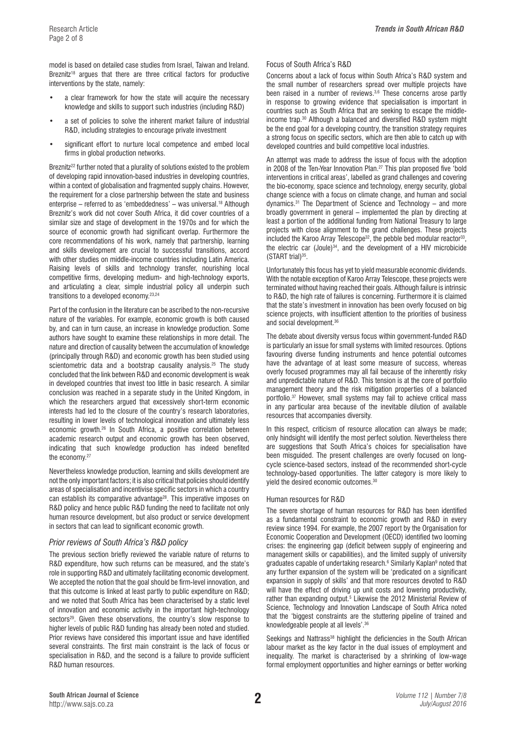model is based on detailed case studies from Israel, Taiwan and Ireland. Breznitz[18] argues that there are three critical factors for productive interventions by the state, namely:

- a clear framework for how the state will acquire the necessary knowledge and skills to support such industries (including R&D)
- a set of policies to solve the inherent market failure of industrial R&D, including strategies to encourage private investment
- significant effort to nurture local competence and embed local firms in global production networks.

Breznitz[22] further noted that a plurality of solutions existed to the problem of developing rapid innovation-based industries in developing countries, within a context of globalisation and fragmented supply chains. However, the requirement for a close partnership between the state and business enterprise – referred to as 'embeddedness' – was universal.[18] Although Breznitz's work did not cover South Africa, it did cover countries of a similar size and stage of development in the 1970s and for which the source of economic growth had significant overlap. Furthermore the core recommendations of his work, namely that partnership, learning and skills development are crucial to successful transitions, accord with other studies on middle-income countries including Latin America. Raising levels of skills and technology transfer, nourishing local competitive firms, developing medium- and high-technology exports, and articulating a clear, simple industrial policy all underpin such transitions to a developed economy.[23,24]

Part of the confusion in the literature can be ascribed to the non-recursive nature of the variables. For example, economic growth is both caused by, and can in turn cause, an increase in knowledge production. Some authors have sought to examine these relationships in more detail. The nature and direction of causality between the accumulation of knowledge (principally through R&D) and economic growth has been studied using scientometric data and a bootstrap causality analysis.[25] The study concluded that the link between R&D and economic development is weak in developed countries that invest too little in basic research. A similar conclusion was reached in a separate study in the United Kingdom, in which the researchers argued that excessively short-term economic interests had led to the closure of the country's research laboratories, resulting in lower levels of technological innovation and ultimately less economic growth.[26] In South Africa, a positive correlation between academic research output and economic growth has been observed, indicating that such knowledge production has indeed benefited the economy.[27]

Nevertheless knowledge production, learning and skills development are not the only important factors; it is also critical that policies should identify areas of specialisation and incentivise specific sectors in which a country can establish its comparative advantage[28]. This imperative imposes on R&D policy and hence public R&D funding the need to facilitate not only human resource development, but also product or service development in sectors that can lead to significant economic growth.

### *Prior reviews of South Africa's R&D policy*

The previous section briefly reviewed the variable nature of returns to R&D expenditure, how such returns can be measured, and the state's role in supporting R&D and ultimately facilitating economic development. We accepted the notion that the goal should be firm-level innovation, and that this outcome is linked at least partly to public expenditure on R&D; and we noted that South Africa has been characterised by a static level of innovation and economic activity in the important high-technology sectors[29]. Given these observations, the country's slow response to higher levels of public R&D funding has already been noted and studied. Prior reviews have considered this important issue and have identified several constraints. The first main constraint is the lack of focus or specialisation in R&D, and the second is a failure to provide sufficient R&D human resources.

#### Focus of South Africa's R&D

Concerns about a lack of focus within South Africa's R&D system and the small number of researchers spread over multiple projects have been raised in a number of reviews.[3,6] These concerns arose partly in response to growing evidence that specialisation is important in countries such as South Africa that are seeking to escape the middle-income trap.[30] Although a balanced and diversified R&D system might be the end goal for a developing country, the transition strategy requires a strong focus on specific sectors, which are then able to catch up with developed countries and build competitive local industries.

An attempt was made to address the issue of focus with the adoption in 2008 of the Ten-Year Innovation Plan.[27] This plan proposed five 'bold interventions in critical areas', labelled as grand challenges and covering the bio-economy, space science and technology, energy security, global change science with a focus on climate change, and human and social dynamics.[31] The Department of Science and Technology – and more broadly government in general – implemented the plan by directing at least a portion of the additional funding from National Treasury to large projects with close alignment to the grand challenges. These projects included the Karoo Array Telescope[32], the pebble bed modular reactor[33], the electric car (Joule)[34], and the development of a HIV microbicide (START trial)[35].

Unfortunately this focus has yet to yield measurable economic dividends. With the notable exception of Karoo Array Telescope, these projects were terminated without having reached their goals. Although failure is intrinsic to R&D, the high rate of failures is concerning. Furthermore it is claimed that the state's investment in innovation has been overly focused on big science projects, with insufficient attention to the priorities of business and social development.[36]

The debate about diversity versus focus within government-funded R&D is particularly an issue for small systems with limited resources. Options favouring diverse funding instruments and hence potential outcomes have the advantage of at least some measure of success, whereas overly focused programmes may all fail because of the inherently risky and unpredictable nature of R&D. This tension is at the core of portfolio management theory and the risk mitigation properties of a balanced portfolio.[37] However, small systems may fail to achieve critical mass in any particular area because of the inevitable dilution of available resources that accompanies diversity.

In this respect, criticism of resource allocation can always be made; only hindsight will identify the most perfect solution. Nevertheless there are suggestions that South Africa's choices for specialisation have been misguided. The present challenges are overly focused on long-cycle science-based sectors, instead of the recommended short-cycle technology-based opportunities. The latter category is more likely to yield the desired economic outcomes.[30]

#### Human resources for R&D

The severe shortage of human resources for R&D has been identified as a fundamental constraint to economic growth and R&D in every review since 1994. For example, the 2007 report by the Organisation for Economic Cooperation and Development (OECD) identified two looming crises: the engineering gap (deficit between supply of engineering and management skills or capabilities), and the limited supply of university graduates capable of undertaking research.[6] Similarly Kaplan[9] noted that any further expansion of the system will be 'predicated on a significant expansion in supply of skills' and that more resources devoted to R&D will have the effect of driving up unit costs and lowering productivity, rather than expanding output.[5] Likewise the 2012 Ministerial Review of Science, Technology and Innovation Landscape of South Africa noted that the 'biggest constraints are the stuttering pipeline of trained and knowledgeable people at all levels'.[36]

Seekings and Nattrass[38] highlight the deficiencies in the South African labour market as the key factor in the dual issues of employment and inequality. The market is characterised by a shrinking of low-wage formal employment opportunities and higher earnings or better working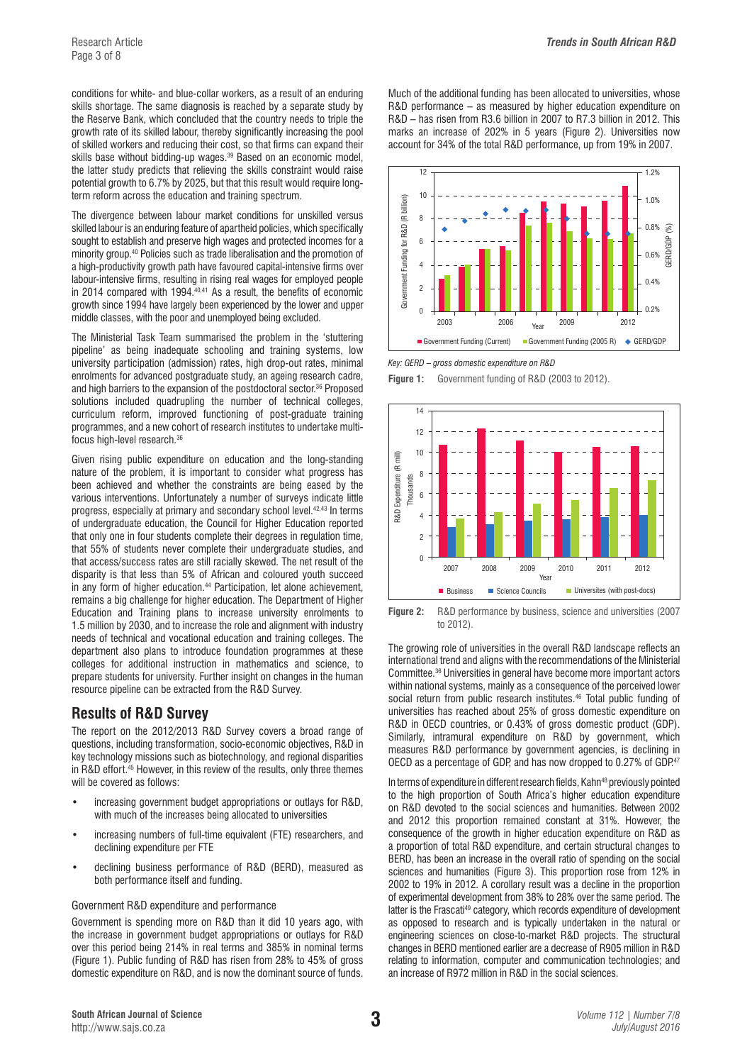conditions for white- and blue-collar workers, as a result of an enduring skills shortage. The same diagnosis is reached by a separate study by the Reserve Bank, which concluded that the country needs to triple the growth rate of its skilled labour, thereby significantly increasing the pool of skilled workers and reducing their cost, so that firms can expand their skills base without bidding-up wages.[39] Based on an economic model, the latter study predicts that relieving the skills constraint would raise potential growth to 6.7% by 2025, but that this result would require long-term reform across the education and training spectrum.

The divergence between labour market conditions for unskilled versus skilled labour is an enduring feature of apartheid policies, which specifically sought to establish and preserve high wages and protected incomes for a minority group.[40] Policies such as trade liberalisation and the promotion of a high-productivity growth path have favoured capital-intensive firms over labour-intensive firms, resulting in rising real wages for employed people in 2014 compared with 1994.[40,41] As a result, the benefits of economic growth since 1994 have largely been experienced by the lower and upper middle classes, with the poor and unemployed being excluded.

The Ministerial Task Team summarised the problem in the 'stuttering pipeline' as being inadequate schooling and training systems, low university participation (admission) rates, high drop-out rates, minimal enrolments for advanced postgraduate study, an ageing research cadre, and high barriers to the expansion of the postdoctoral sector.[36] Proposed solutions included quadrupling the number of technical colleges, curriculum reform, improved functioning of post-graduate training programmes, and a new cohort of research institutes to undertake multi-focus high-level research.[36]

Given rising public expenditure on education and the long-standing nature of the problem, it is important to consider what progress has been achieved and whether the constraints are being eased by the various interventions. Unfortunately a number of surveys indicate little progress, especially at primary and secondary school level.[42,43] In terms of undergraduate education, the Council for Higher Education reported that only one in four students complete their degrees in regulation time, that 55% of students never complete their undergraduate studies, and that access/success rates are still racially skewed. The net result of the disparity is that less than 5% of African and coloured youth succeed in any form of higher education.[44] Participation, let alone achievement, remains a big challenge for higher education. The Department of Higher Education and Training plans to increase university enrolments to 1.5 million by 2030, and to increase the role and alignment with industry needs of technical and vocational education and training colleges. The department also plans to introduce foundation programmes at these colleges for additional instruction in mathematics and science, to prepare students for university. Further insight on changes in the human resource pipeline can be extracted from the R&D Survey.

## Results of R&D Survey

The report on the 2012/2013 R&D Survey covers a broad range of questions, including transformation, socio-economic objectives, R&D in key technology missions such as biotechnology, and regional disparities in R&D effort.[45] However, in this review of the results, only three themes will be covered as follows:

- increasing government budget appropriations or outlays for R&D, with much of the increases being allocated to universities
- increasing numbers of full-time equivalent (FTE) researchers, and declining expenditure per FTE
- declining business performance of R&D (BERD), measured as both performance itself and funding.

### Government R&D expenditure and performance

Government is spending more on R&D than it did 10 years ago, with the increase in government budget appropriations or outlays for R&D over this period being 214% in real terms and 385% in nominal terms (Figure 1). Public funding of R&D has risen from 28% to 45% of gross domestic expenditure on R&D, and is now the dominant source of funds.

Much of the additional funding has been allocated to universities, whose R&D performance – as measured by higher education expenditure on R&D – has risen from R3.6 billion in 2007 to R7.3 billion in 2012. This marks an increase of 202% in 5 years (Figure 2). Universities now account for 34% of the total R&D performance, up from 19% in 2007.

*Key: GERD – gross domestic expenditure on R&D*

**Figure 1:** Government funding of R&D (2003 to 2012).

**Figure 2:** R&D performance by business, science and universities (2007 to 2012).

The growing role of universities in the overall R&D landscape reflects an international trend and aligns with the recommendations of the Ministerial Committee.[36] Universities in general have become more important actors within national systems, mainly as a consequence of the perceived lower social return from public research institutes.[46] Total public funding of universities has reached about 25% of gross domestic expenditure on R&D in OECD countries, or 0.43% of gross domestic product (GDP). Similarly, intramural expenditure on R&D by government, which measures R&D performance by government agencies, is declining in OECD as a percentage of GDP, and has now dropped to 0.27% of GDP.[47]

In terms of expenditure in different research fields, Kahn[48] previously pointed to the high proportion of South Africa's higher education expenditure on R&D devoted to the social sciences and humanities. Between 2002 and 2012 this proportion remained constant at 31%. However, the consequence of the growth in higher education expenditure on R&D as a proportion of total R&D expenditure, and certain structural changes to BERD, has been an increase in the overall ratio of spending on the social sciences and humanities (Figure 3). This proportion rose from 12% in 2002 to 19% in 2012. A corollary result was a decline in the proportion of experimental development from 38% to 28% over the same period. The latter is the Frascati[49] category, which records expenditure of development as opposed to research and is typically undertaken in the natural or engineering sciences on close-to-market R&D projects. The structural changes in BERD mentioned earlier are a decrease of R905 million in R&D relating to information, computer and communication technologies; and an increase of R972 million in R&D in the social sciences.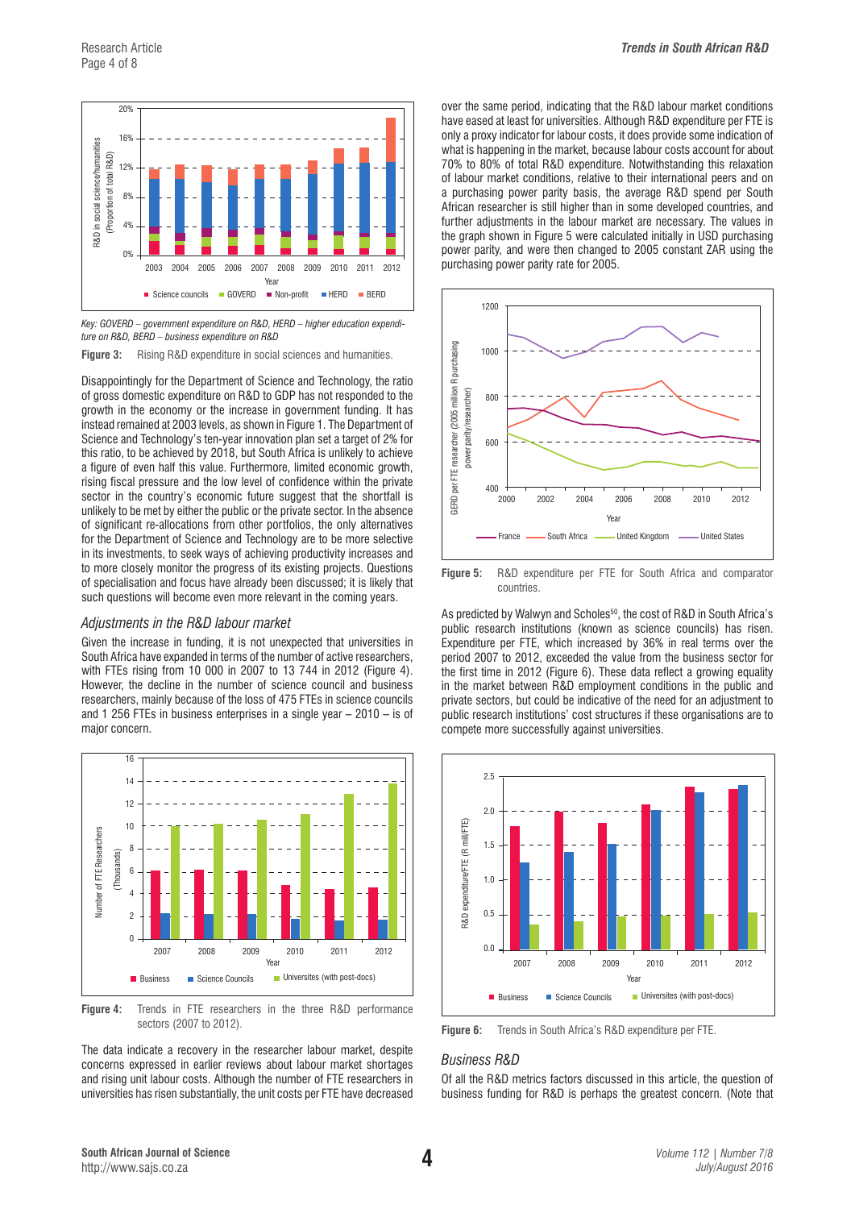*Key: GOVERD – government expenditure on R&D, HERD – higher education expenditure on R&D, BERD – business expenditure on R&D*

**Figure 3:** Rising R&D expenditure in social sciences and humanities.

Disappointingly for the Department of Science and Technology, the ratio of gross domestic expenditure on R&D to GDP has not responded to the growth in the economy or the increase in government funding. It has instead remained at 2003 levels, as shown in Figure 1. The Department of Science and Technology's ten-year innovation plan set a target of 2% for this ratio, to be achieved by 2018, but South Africa is unlikely to achieve a figure of even half this value. Furthermore, limited economic growth, rising fiscal pressure and the low level of confidence within the private sector in the country's economic future suggest that the shortfall is unlikely to be met by either the public or the private sector. In the absence of significant re-allocations from other portfolios, the only alternatives for the Department of Science and Technology are to be more selective in its investments, to seek ways of achieving productivity increases and to more closely monitor the progress of its existing projects. Questions of specialisation and focus have already been discussed; it is likely that such questions will become even more relevant in the coming years.

### *Adjustments in the R&D labour market*

Given the increase in funding, it is not unexpected that universities in South Africa have expanded in terms of the number of active researchers, with FTEs rising from 10 000 in 2007 to 13 744 in 2012 (Figure 4). However, the decline in the number of science council and business researchers, mainly because of the loss of 475 FTEs in science councils and 1 256 FTEs in business enterprises in a single year – 2010 – is of major concern.

**Figure 4:** Trends in FTE researchers in the three R&D performance sectors (2007 to 2012).

The data indicate a recovery in the researcher labour market, despite concerns expressed in earlier reviews about labour market shortages and rising unit labour costs. Although the number of FTE researchers in universities has risen substantially, the unit costs per FTE have decreased over the same period, indicating that the R&D labour market conditions have eased at least for universities. Although R&D expenditure per FTE is only a proxy indicator for labour costs, it does provide some indication of what is happening in the market, because labour costs account for about 70% to 80% of total R&D expenditure. Notwithstanding this relaxation of labour market conditions, relative to their international peers and on a purchasing power parity basis, the average R&D spend per South African researcher is still higher than in some developed countries, and further adjustments in the labour market are necessary. The values in the graph shown in Figure 5 were calculated initially in USD purchasing power parity, and were then changed to 2005 constant ZAR using the purchasing power parity rate for 2005.

**Figure 5:** R&D expenditure per FTE for South Africa and comparator countries.

As predicted by Walwyn and Scholes[50], the cost of R&D in South Africa's public research institutions (known as science councils) has risen. Expenditure per FTE, which increased by 36% in real terms over the period 2007 to 2012, exceeded the value from the business sector for the first time in 2012 (Figure 6). These data reflect a growing equality in the market between R&D employment conditions in the public and private sectors, but could be indicative of the need for an adjustment to public research institutions' cost structures if these organisations are to compete more successfully against universities.

**Figure 6:** Trends in South Africa's R&D expenditure per FTE.

### *Business R&D*

Of all the R&D metrics factors discussed in this article, the question of business funding for R&D is perhaps the greatest concern. (Note that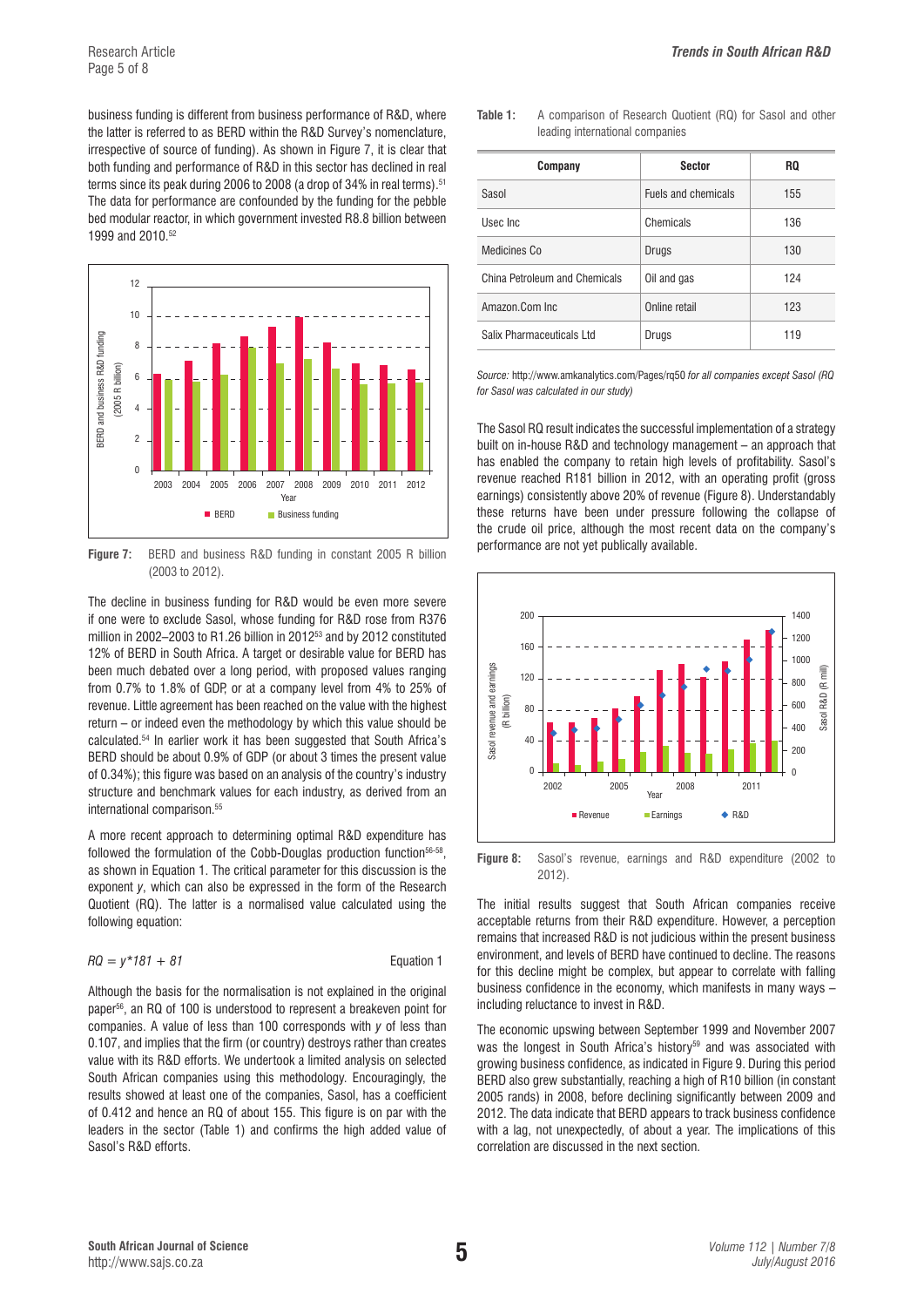business funding is different from business performance of R&D, where the latter is referred to as BERD within the R&D Survey's nomenclature, irrespective of source of funding). As shown in Figure 7, it is clear that both funding and performance of R&D in this sector has declined in real terms since its peak during 2006 to 2008 (a drop of 34% in real terms).[51] The data for performance are confounded by the funding for the pebble bed modular reactor, in which government invested R8.8 billion between 1999 and 2010.[52]

**Figure 7:** BERD and business R&D funding in constant 2005 R billion (2003 to 2012).

The decline in business funding for R&D would be even more severe if one were to exclude Sasol, whose funding for R&D rose from R376 million in 2002–2003 to R1.26 billion in 2012[53] and by 2012 constituted 12% of BERD in South Africa. A target or desirable value for BERD has been much debated over a long period, with proposed values ranging from 0.7% to 1.8% of GDP, or at a company level from 4% to 25% of revenue. Little agreement has been reached on the value with the highest return – or indeed even the methodology by which this value should be calculated.[54] In earlier work it has been suggested that South Africa's BERD should be about 0.9% of GDP (or about 3 times the present value of 0.34%); this figure was based on an analysis of the country's industry structure and benchmark values for each industry, as derived from an international comparison.[55]

A more recent approach to determining optimal R&D expenditure has followed the formulation of the Cobb-Douglas production function[56-58], as shown in Equation 1. The critical parameter for this discussion is the exponent *y*, which can also be expressed in the form of the Research Quotient (RQ). The latter is a normalised value calculated using the following equation:

$$RQ = y*181 + 81 \qquad \text{Equation 1}$$

Although the basis for the normalisation is not explained in the original paper[56], an RQ of 100 is understood to represent a breakeven point for companies. A value of less than 100 corresponds with *y* of less than 0.107, and implies that the firm (or country) destroys rather than creates value with its R&D efforts. We undertook a limited analysis on selected South African companies using this methodology. Encouragingly, the results showed at least one of the companies, Sasol, has a coefficient of 0.412 and hence an RQ of about 155. This figure is on par with the leaders in the sector (Table 1) and confirms the high added value of Sasol's R&D efforts.

**Table 1:** A comparison of Research Quotient (RQ) for Sasol and other leading international companies

| Company | Sector | RQ |
|---|---|---|
| Sasol | Fuels and chemicals | 155 |
| Usec Inc | Chemicals | 136 |
| Medicines Co | Drugs | 130 |
| China Petroleum and Chemicals | Oil and gas | 124 |
| Amazon.Com Inc | Online retail | 123 |
| Salix Pharmaceuticals Ltd | Drugs | 119 |

*Source:* http://www.amkanalytics.com/Pages/rq50 *for all companies except Sasol (RQ for Sasol was calculated in our study)*

The Sasol RQ result indicates the successful implementation of a strategy built on in-house R&D and technology management – an approach that has enabled the company to retain high levels of profitability. Sasol's revenue reached R181 billion in 2012, with an operating profit (gross earnings) consistently above 20% of revenue (Figure 8). Understandably these returns have been under pressure following the collapse of the crude oil price, although the most recent data on the company's performance are not yet publically available.

**Figure 8:** Sasol's revenue, earnings and R&D expenditure (2002 to 2012).

The initial results suggest that South African companies receive acceptable returns from their R&D expenditure. However, a perception remains that increased R&D is not judicious within the present business environment, and levels of BERD have continued to decline. The reasons for this decline might be complex, but appear to correlate with falling business confidence in the economy, which manifests in many ways – including reluctance to invest in R&D.

The economic upswing between September 1999 and November 2007 was the longest in South Africa's history[59] and was associated with growing business confidence, as indicated in Figure 9. During this period BERD also grew substantially, reaching a high of R10 billion (in constant 2005 rands) in 2008, before declining significantly between 2008 and 2012. The data indicate that BERD appears to track business confidence with a lag, not unexpectedly, of about a year. The implications of this correlation are discussed in the next section.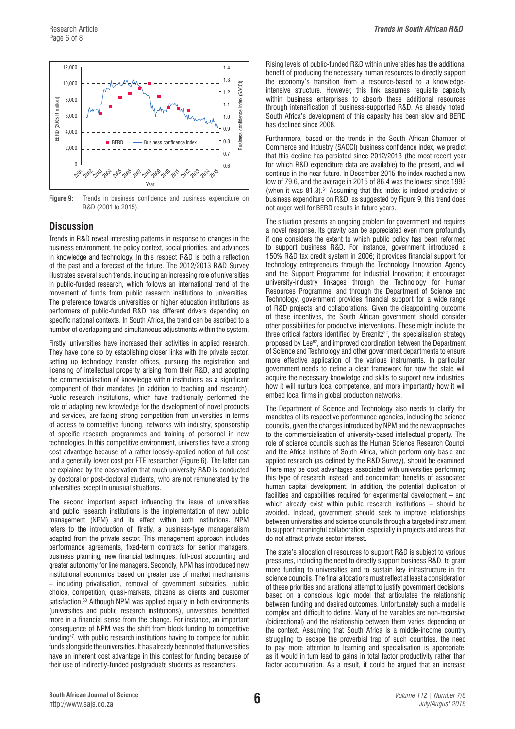12,000
10,000
8,000
6,000
4,000
2,000
0

BERD (2005 R million)

1.4
1.3
1.2
1.1
1.0
0.9
0.8
0.7
0.6

Business confidence index (SACCI)

BERD
Business confidence index

2001 2002 2003 2004 2005 2006 2007 2008 2009 2010 2011 2012 2013 2014 2015

Year

**Figure 9:** Trends in business confidence and business expenditure on R&D (2001 to 2015).

## Discussion

Trends in R&D reveal interesting patterns in response to changes in the business environment, the policy context, social priorities, and advances in knowledge and technology. In this respect R&D is both a reflection of the past and a forecast of the future. The 2012/2013 R&D Survey illustrates several such trends, including an increasing role of universities in public-funded research, which follows an international trend of the movement of funds from public research institutions to universities. The preference towards universities or higher education institutions as performers of public-funded R&D has different drivers depending on specific national contexts. In South Africa, the trend can be ascribed to a number of overlapping and simultaneous adjustments within the system.

Firstly, universities have increased their activities in applied research. They have done so by establishing closer links with the private sector, setting up technology transfer offices, pursuing the registration and licensing of intellectual property arising from their R&D, and adopting the commercialisation of knowledge within institutions as a significant component of their mandates (in addition to teaching and research). Public research institutions, which have traditionally performed the role of adapting new knowledge for the development of novel products and services, are facing strong competition from universities in terms of access to competitive funding, networks with industry, sponsorship of specific research programmes and training of personnel in new technologies. In this competitive environment, universities have a strong cost advantage because of a rather loosely-applied notion of full cost and a generally lower cost per FTE researcher (Figure 6). The latter can be explained by the observation that much university R&D is conducted by doctoral or post-doctoral students, who are not remunerated by the universities except in unusual situations.

The second important aspect influencing the issue of universities and public research institutions is the implementation of new public management (NPM) and its effect within both institutions. NPM refers to the introduction of, firstly, a business-type managerialism adapted from the private sector. This management approach includes performance agreements, fixed-term contracts for senior managers, business planning, new financial techniques, full-cost accounting and greater autonomy for line managers. Secondly, NPM has introduced new institutional economics based on greater use of market mechanisms – including privatisation, removal of government subsidies, public choice, competition, quasi-markets, citizens as clients and customer satisfaction.[60] Although NPM was applied equally in both environments (universities and public research institutions), universities benefitted more in a financial sense from the change. For instance, an important consequence of NPM was the shift from block funding to competitive funding[47], with public research institutions having to compete for public funds alongside the universities. It has already been noted that universities have an inherent cost advantage in this contest for funding because of their use of indirectly-funded postgraduate students as researchers.

Rising levels of public-funded R&D within universities has the additional benefit of producing the necessary human resources to directly support the economy's transition from a resource-based to a knowledge-intensive structure. However, this link assumes requisite capacity within business enterprises to absorb these additional resources through intensification of business-supported R&D. As already noted, South Africa's development of this capacity has been slow and BERD has declined since 2008.

Furthermore, based on the trends in the South African Chamber of Commerce and Industry (SACCI) business confidence index, we predict that this decline has persisted since 2012/2013 (the most recent year for which R&D expenditure data are available) to the present, and will continue in the near future. In December 2015 the index reached a new low of 79.6, and the average in 2015 of 86.4 was the lowest since 1993 (when it was 81.3).[61] Assuming that this index is indeed predictive of business expenditure on R&D, as suggested by Figure 9, this trend does not auger well for BERD results in future years.

The situation presents an ongoing problem for government and requires a novel response. Its gravity can be appreciated even more profoundly if one considers the extent to which public policy has been reformed to support business R&D. For instance, government introduced a 150% R&D tax credit system in 2006; it provides financial support for technology entrepreneurs through the Technology Innovation Agency and the Support Programme for Industrial Innovation; it encouraged university-industry linkages through the Technology for Human Resources Programme; and through the Department of Science and Technology, government provides financial support for a wide range of R&D projects and collaborations. Given the disappointing outcome of these incentives, the South African government should consider other possibilities for productive interventions. These might include the three critical factors identified by Breznitz[22], the specialisation strategy proposed by Lee[62], and improved coordination between the Department of Science and Technology and other government departments to ensure more effective application of the various instruments. In particular, government needs to define a clear framework for how the state will acquire the necessary knowledge and skills to support new industries, how it will nurture local competence, and more importantly how it will embed local firms in global production networks.

The Department of Science and Technology also needs to clarify the mandates of its respective performance agencies, including the science councils, given the changes introduced by NPM and the new approaches to the commercialisation of university-based intellectual property. The role of science councils such as the Human Science Research Council and the Africa Institute of South Africa, which perform only basic and applied research (as defined by the R&D Survey), should be examined. There may be cost advantages associated with universities performing this type of research instead, and concomitant benefits of associated human capital development. In addition, the potential duplication of facilities and capabilities required for experimental development – and which already exist within public research institutions – should be avoided. Instead, government should seek to improve relationships between universities and science councils through a targeted instrument to support meaningful collaboration, especially in projects and areas that do not attract private sector interest.

The state's allocation of resources to support R&D is subject to various pressures, including the need to directly support business R&D, to grant more funding to universities and to sustain key infrastructure in the science councils. The final allocations must reflect at least a consideration of these priorities and a rational attempt to justify government decisions, based on a conscious logic model that articulates the relationship between funding and desired outcomes. Unfortunately such a model is complex and difficult to define. Many of the variables are non-recursive (bidirectional) and the relationship between them varies depending on the context. Assuming that South Africa is a middle-income country struggling to escape the proverbial trap of such countries, the need to pay more attention to learning and specialisation is appropriate, as it would in turn lead to gains in total factor productivity rather than factor accumulation. As a result, it could be argued that an increase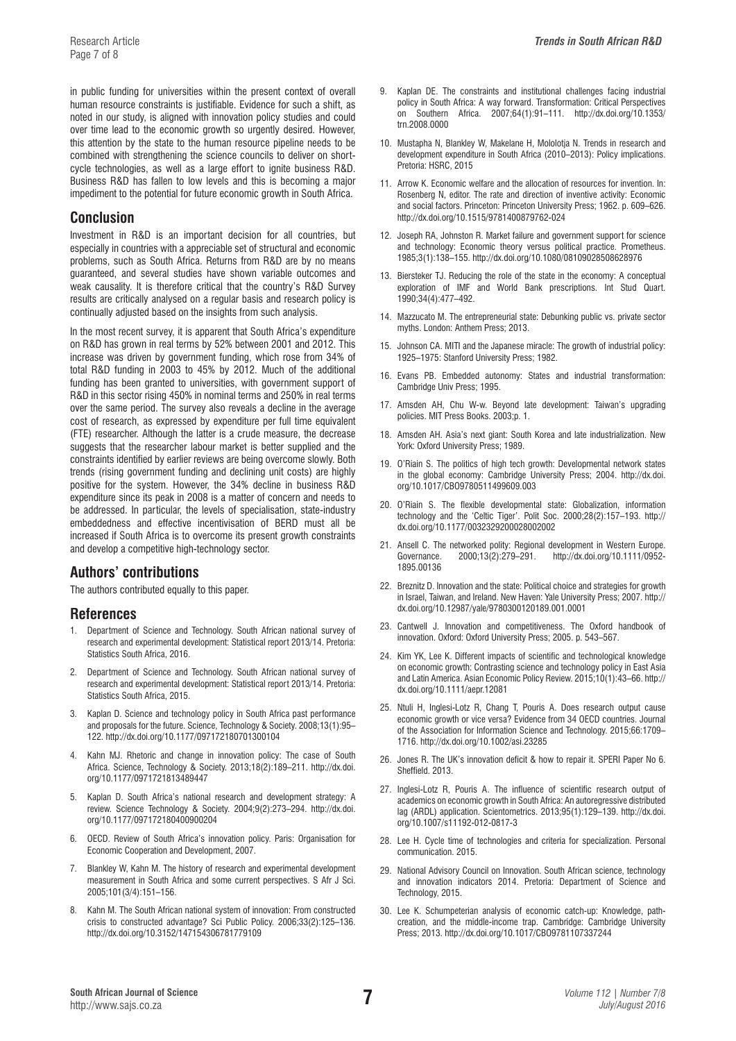in public funding for universities within the present context of overall human resource constraints is justifiable. Evidence for such a shift, as noted in our study, is aligned with innovation policy studies and could over time lead to the economic growth so urgently desired. However, this attention by the state to the human resource pipeline needs to be combined with strengthening the science councils to deliver on short-cycle technologies, as well as a large effort to ignite business R&D. Business R&D has fallen to low levels and this is becoming a major impediment to the potential for future economic growth in South Africa.

## Conclusion

Investment in R&D is an important decision for all countries, but especially in countries with a appreciable set of structural and economic problems, such as South Africa. Returns from R&D are by no means guaranteed, and several studies have shown variable outcomes and weak causality. It is therefore critical that the country's R&D Survey results are critically analysed on a regular basis and research policy is continually adjusted based on the insights from such analysis.

In the most recent survey, it is apparent that South Africa's expenditure on R&D has grown in real terms by 52% between 2001 and 2012. This increase was driven by government funding, which rose from 34% of total R&D funding in 2003 to 45% by 2012. Much of the additional funding has been granted to universities, with government support of R&D in this sector rising 450% in nominal terms and 250% in real terms over the same period. The survey also reveals a decline in the average cost of research, as expressed by expenditure per full time equivalent (FTE) researcher. Although the latter is a crude measure, the decrease suggests that the researcher labour market is better supplied and the constraints identified by earlier reviews are being overcome slowly. Both trends (rising government funding and declining unit costs) are highly positive for the system. However, the 34% decline in business R&D expenditure since its peak in 2008 is a matter of concern and needs to be addressed. In particular, the levels of specialisation, state-industry embeddedness and effective incentivisation of BERD must all be increased if South Africa is to overcome its present growth constraints and develop a competitive high-technology sector.

## Authors' contributions

The authors contributed equally to this paper.

## References

1. Department of Science and Technology. South African national survey of research and experimental development: Statistical report 2013/14. Pretoria: Statistics South Africa, 2016.
2. Department of Science and Technology. South African national survey of research and experimental development: Statistical report 2013/14. Pretoria: Statistics South Africa, 2015.
3. Kaplan D. Science and technology policy in South Africa past performance and proposals for the future. Science, Technology & Society. 2008;13(1):95–122. http://dx.doi.org/10.1177/097172180701300104
4. Kahn MJ. Rhetoric and change in innovation policy: The case of South Africa. Science, Technology & Society. 2013;18(2):189–211. http://dx.doi.org/10.1177/0971721813489447
5. Kaplan D. South Africa's national research and development strategy: A review. Science Technology & Society. 2004;9(2):273–294. http://dx.doi.org/10.1177/097172180400900204
6. OECD. Review of South Africa's innovation policy. Paris: Organisation for Economic Cooperation and Development, 2007.
7. Blankley W, Kahn M. The history of research and experimental development measurement in South Africa and some current perspectives. S Afr J Sci. 2005;101(3/4):151–156.
8. Kahn M. The South African national system of innovation: From constructed crisis to constructed advantage? Sci Public Policy. 2006;33(2):125–136. http://dx.doi.org/10.3152/147154306781779109
9. Kaplan DE. The constraints and institutional challenges facing industrial policy in South Africa: A way forward. Transformation: Critical Perspectives on Southern Africa. 2007;64(1):91–111. http://dx.doi.org/10.1353/trn.2008.0000
10. Mustapha N, Blankley W, Makelane H, Mololotja N. Trends in research and development expenditure in South Africa (2010–2013): Policy implications. Pretoria: HSRC, 2015
11. Arrow K. Economic welfare and the allocation of resources for invention. In: Rosenberg N, editor. The rate and direction of inventive activity: Economic and social factors. Princeton: Princeton University Press; 1962. p. 609–626. http://dx.doi.org/10.1515/9781400879762-024
12. Joseph RA, Johnston R. Market failure and government support for science and technology: Economic theory versus political practice. Prometheus. 1985;3(1):138–155. http://dx.doi.org/10.1080/08109028508628976
13. Biersteker TJ. Reducing the role of the state in the economy: A conceptual exploration of IMF and World Bank prescriptions. Int Stud Quart. 1990;34(4):477–492.
14. Mazzucato M. The entrepreneurial state: Debunking public vs. private sector myths. London: Anthem Press; 2013.
15. Johnson CA. MITI and the Japanese miracle: The growth of industrial policy: 1925–1975: Stanford University Press; 1982.
16. Evans PB. Embedded autonomy: States and industrial transformation: Cambridge Univ Press; 1995.
17. Amsden AH, Chu W-w. Beyond late development: Taiwan's upgrading policies. MIT Press Books. 2003;p. 1.
18. Amsden AH. Asia's next giant: South Korea and late industrialization. New York: Oxford University Press; 1989.
19. O'Riain S. The politics of high tech growth: Developmental network states in the global economy: Cambridge University Press; 2004. http://dx.doi.org/10.1017/CBO9780511499609.003
20. O'Riain S. The flexible developmental state: Globalization, information technology and the 'Celtic Tiger'. Polit Soc. 2000;28(2):157–193. http://dx.doi.org/10.1177/0032329200028002002
21. Ansell C. The networked polity: Regional development in Western Europe. Governance. 2000;13(2):279–291. http://dx.doi.org/10.1111/0952-1895.00136
22. Breznitz D. Innovation and the state: Political choice and strategies for growth in Israel, Taiwan, and Ireland. New Haven: Yale University Press; 2007. http://dx.doi.org/10.12987/yale/9780300120189.001.0001
23. Cantwell J. Innovation and competitiveness. The Oxford handbook of innovation. Oxford: Oxford University Press; 2005. p. 543–567.
24. Kim YK, Lee K. Different impacts of scientific and technological knowledge on economic growth: Contrasting science and technology policy in East Asia and Latin America. Asian Economic Policy Review. 2015;10(1):43–66. http://dx.doi.org/10.1111/aepr.12081
25. Ntuli H, Inglesi-Lotz R, Chang T, Pouris A. Does research output cause economic growth or vice versa? Evidence from 34 OECD countries. Journal of the Association for Information Science and Technology. 2015;66:1709–1716. http://dx.doi.org/10.1002/asi.23285
26. Jones R. The UK's innovation deficit & how to repair it. SPERI Paper No 6. Sheffield. 2013.
27. Inglesi-Lotz R, Pouris A. The influence of scientific research output of academics on economic growth in South Africa: An autoregressive distributed lag (ARDL) application. Scientometrics. 2013;95(1):129–139. http://dx.doi.org/10.1007/s11192-012-0817-3
28. Lee H. Cycle time of technologies and criteria for specialization. Personal communication. 2015.
29. National Advisory Council on Innovation. South African science, technology and innovation indicators 2014. Pretoria: Department of Science and Technology, 2015.
30. Lee K. Schumpeterian analysis of economic catch-up: Knowledge, path-creation, and the middle-income trap. Cambridge: Cambridge University Press; 2013. http://dx.doi.org/10.1017/CBO9781107337244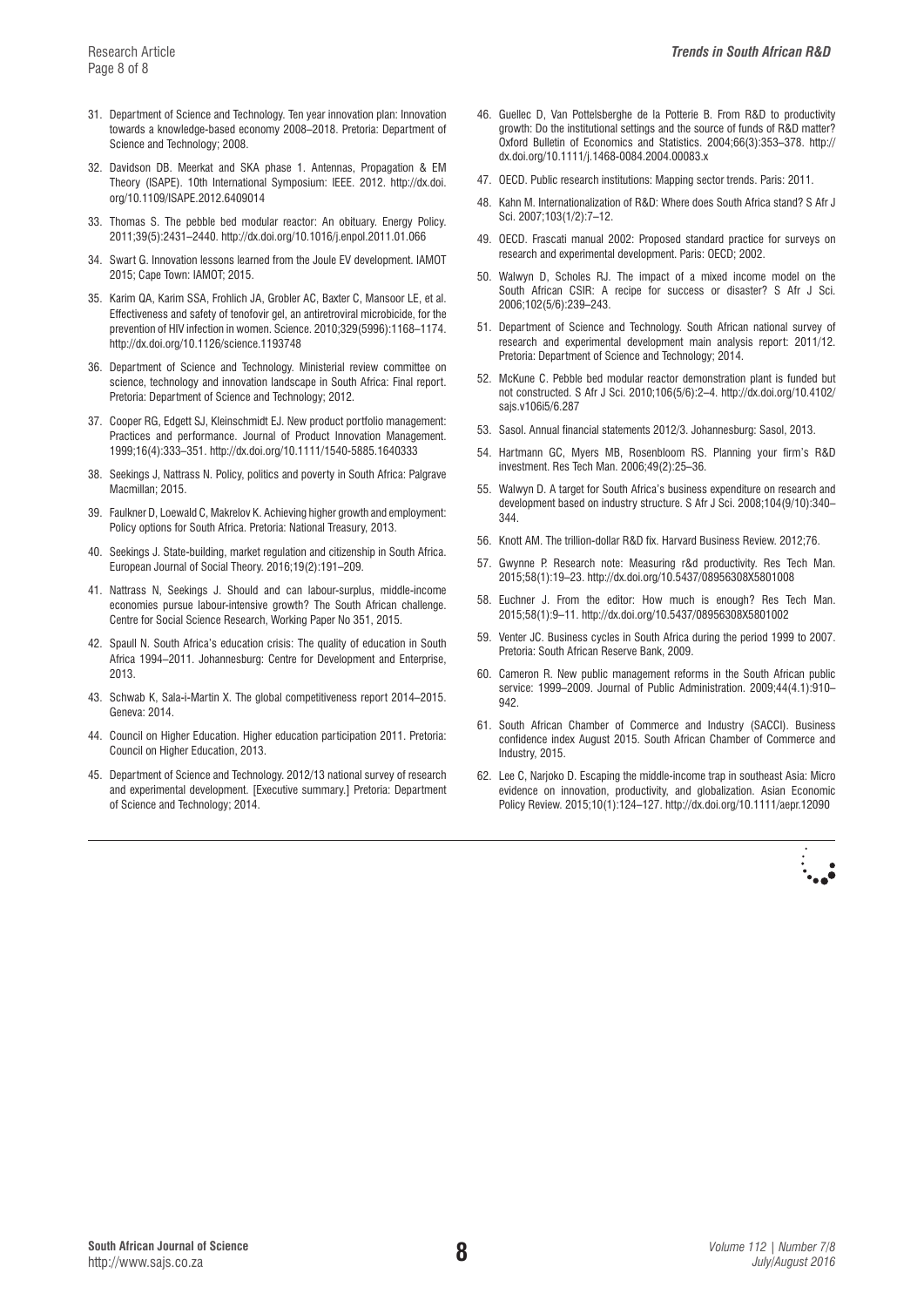31. Department of Science and Technology. Ten year innovation plan: Innovation towards a knowledge-based economy 2008–2018. Pretoria: Department of Science and Technology; 2008.

32. Davidson DB. Meerkat and SKA phase 1. Antennas, Propagation & EM Theory (ISAPE). 10th International Symposium: IEEE. 2012. http://dx.doi.org/10.1109/ISAPE.2012.6409014

33. Thomas S. The pebble bed modular reactor: An obituary. Energy Policy. 2011;39(5):2431–2440. http://dx.doi.org/10.1016/j.enpol.2011.01.066

34. Swart G. Innovation lessons learned from the Joule EV development. IAMOT 2015; Cape Town: IAMOT; 2015.

35. Karim QA, Karim SSA, Frohlich JA, Grobler AC, Baxter C, Mansoor LE, et al. Effectiveness and safety of tenofovir gel, an antiretroviral microbicide, for the prevention of HIV infection in women. Science. 2010;329(5996):1168–1174. http://dx.doi.org/10.1126/science.1193748

36. Department of Science and Technology. Ministerial review committee on science, technology and innovation landscape in South Africa: Final report. Pretoria: Department of Science and Technology; 2012.

37. Cooper RG, Edgett SJ, Kleinschmidt EJ. New product portfolio management: Practices and performance. Journal of Product Innovation Management. 1999;16(4):333–351. http://dx.doi.org/10.1111/1540-5885.1640333

38. Seekings J, Nattrass N. Policy, politics and poverty in South Africa: Palgrave Macmillan; 2015.

39. Faulkner D, Loewald C, Makrelov K. Achieving higher growth and employment: Policy options for South Africa. Pretoria: National Treasury, 2013.

40. Seekings J. State-building, market regulation and citizenship in South Africa. European Journal of Social Theory. 2016;19(2):191–209.

41. Nattrass N, Seekings J. Should and can labour-surplus, middle-income economies pursue labour-intensive growth? The South African challenge. Centre for Social Science Research, Working Paper No 351, 2015.

42. Spaull N. South Africa's education crisis: The quality of education in South Africa 1994–2011. Johannesburg: Centre for Development and Enterprise, 2013.

43. Schwab K, Sala-i-Martin X. The global competitiveness report 2014–2015. Geneva: 2014.

44. Council on Higher Education. Higher education participation 2011. Pretoria: Council on Higher Education, 2013.

45. Department of Science and Technology. 2012/13 national survey of research and experimental development. [Executive summary.] Pretoria: Department of Science and Technology; 2014.

46. Guellec D, Van Pottelsberghe de la Potterie B. From R&D to productivity growth: Do the institutional settings and the source of funds of R&D matter? Oxford Bulletin of Economics and Statistics. 2004;66(3):353–378. http://dx.doi.org/10.1111/j.1468-0084.2004.00083.x

47. OECD. Public research institutions: Mapping sector trends. Paris: 2011.

48. Kahn M. Internationalization of R&D: Where does South Africa stand? S Afr J Sci. 2007;103(1/2):7–12.

49. OECD. Frascati manual 2002: Proposed standard practice for surveys on research and experimental development. Paris: OECD; 2002.

50. Walwyn D, Scholes RJ. The impact of a mixed income model on the South African CSIR: A recipe for success or disaster? S Afr J Sci. 2006;102(5/6):239–243.

51. Department of Science and Technology. South African national survey of research and experimental development main analysis report: 2011/12. Pretoria: Department of Science and Technology; 2014.

52. McKune C. Pebble bed modular reactor demonstration plant is funded but not constructed. S Afr J Sci. 2010;106(5/6):2–4. http://dx.doi.org/10.4102/sajs.v106i5/6.287

53. Sasol. Annual financial statements 2012/3. Johannesburg: Sasol, 2013.

54. Hartmann GC, Myers MB, Rosenbloom RS. Planning your firm's R&D investment. Res Tech Man. 2006;49(2):25–36.

55. Walwyn D. A target for South Africa's business expenditure on research and development based on industry structure. S Afr J Sci. 2008;104(9/10):340–344.

56. Knott AM. The trillion-dollar R&D fix. Harvard Business Review. 2012;76.

57. Gwynne P. Research note: Measuring r&d productivity. Res Tech Man. 2015;58(1):19–23. http://dx.doi.org/10.5437/08956308X5801008

58. Euchner J. From the editor: How much is enough? Res Tech Man. 2015;58(1):9–11. http://dx.doi.org/10.5437/08956308X5801002

59. Venter JC. Business cycles in South Africa during the period 1999 to 2007. Pretoria: South African Reserve Bank, 2009.

60. Cameron R. New public management reforms in the South African public service: 1999–2009. Journal of Public Administration. 2009;44(4.1):910–942.

61. South African Chamber of Commerce and Industry (SACCI). Business confidence index August 2015. South African Chamber of Commerce and Industry, 2015.

62. Lee C, Narjoko D. Escaping the middle-income trap in southeast Asia: Micro evidence on innovation, productivity, and globalization. Asian Economic Policy Review. 2015;10(1):124–127. http://dx.doi.org/10.1111/aepr.12090